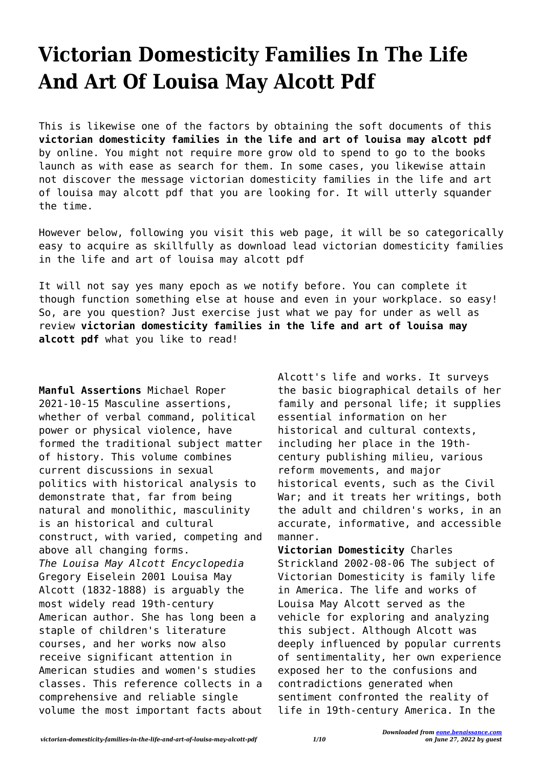# Victorian Domesticity Families In The Life And Art Of Louisa May Alcott Pdf

This is likewise one of the factors by obtaining the soft documents of this **victorian domesticity families in the life and art of louisa may alcott pdf** by online. You might not require more grow old to spend to go to the books launch as with ease as search for them. In some cases, you likewise attain not discover the message victorian domesticity families in the life and art of louisa may alcott pdf that you are looking for. It will utterly squander the time.

However below, following you visit this web page, it will be so categorically easy to acquire as skillfully as download lead victorian domesticity families in the life and art of louisa may alcott pdf

It will not say yes many epoch as we notify before. You can complete it though function something else at house and even in your workplace. so easy! So, are you question? Just exercise just what we pay for under as well as review **victorian domesticity families in the life and art of louisa may alcott pdf** what you like to read!

**Manful Assertions** Michael Roper 2021-10-15 Masculine assertions, whether of verbal command, political power or physical violence, have formed the traditional subject matter of history. This volume combines current discussions in sexual politics with historical analysis to demonstrate that, far from being natural and monolithic, masculinity is an historical and cultural construct, with varied, competing and above all changing forms.

*The Louisa May Alcott Encyclopedia* Gregory Eiselein 2001 Louisa May Alcott (1832-1888) is arguably the most widely read 19th-century American author. She has long been a staple of children's literature courses, and her works now also receive significant attention in American studies and women's studies classes. This reference collects in a comprehensive and reliable single volume the most important facts about Alcott's life and works. It surveys the basic biographical details of her family and personal life; it supplies essential information on her historical and cultural contexts, including her place in the 19th-century publishing milieu, various reform movements, and major historical events, such as the Civil War; and it treats her writings, both the adult and children's works, in an accurate, informative, and accessible manner.

**Victorian Domesticity** Charles Strickland 2002-08-06 The subject of Victorian Domesticity is family life in America. The life and works of Louisa May Alcott served as the vehicle for exploring and analyzing this subject. Although Alcott was deeply influenced by popular currents of sentimentality, her own experience exposed her to the confusions and contradictions generated when sentiment confronted the reality of life in 19th-century America. In the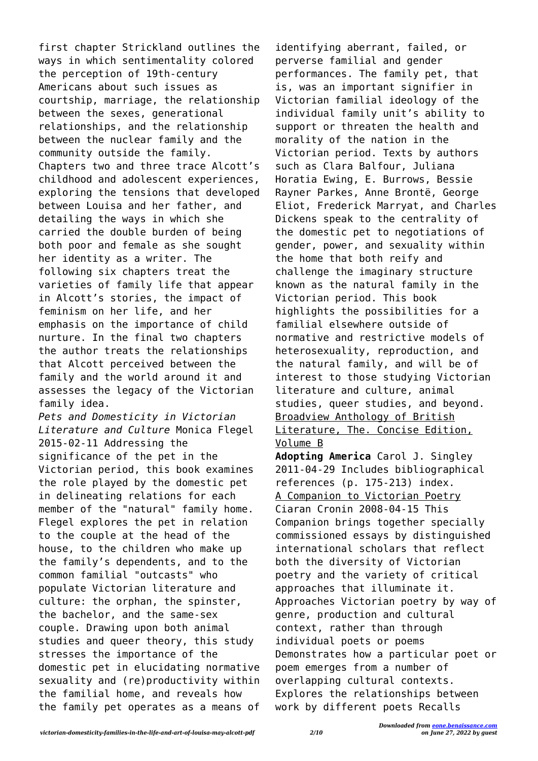first chapter Strickland outlines the ways in which sentimentality colored the perception of 19th-century Americans about such issues as courtship, marriage, the relationship between the sexes, generational relationships, and the relationship between the nuclear family and the community outside the family. Chapters two and three trace Alcott's childhood and adolescent experiences, exploring the tensions that developed between Louisa and her father, and detailing the ways in which she carried the double burden of being both poor and female as she sought her identity as a writer. The following six chapters treat the varieties of family life that appear in Alcott's stories, the impact of feminism on her life, and her emphasis on the importance of child nurture. In the final two chapters the author treats the relationships that Alcott perceived between the family and the world around it and assesses the legacy of the Victorian family idea.

*Pets and Domesticity in Victorian Literature and Culture* Monica Flegel 2015-02-11 Addressing the significance of the pet in the Victorian period, this book examines the role played by the domestic pet in delineating relations for each member of the "natural" family home. Flegel explores the pet in relation to the couple at the head of the house, to the children who make up the family's dependents, and to the common familial "outcasts" who populate Victorian literature and culture: the orphan, the spinster, the bachelor, and the same-sex couple. Drawing upon both animal studies and queer theory, this study stresses the importance of the domestic pet in elucidating normative sexuality and (re)productivity within the familial home, and reveals how the family pet operates as a means of identifying aberrant, failed, or perverse familial and gender performances. The family pet, that is, was an important signifier in Victorian familial ideology of the individual family unit's ability to support or threaten the health and morality of the nation in the Victorian period. Texts by authors such as Clara Balfour, Juliana Horatia Ewing, E. Burrows, Bessie Rayner Parkes, Anne Brontë, George Eliot, Frederick Marryat, and Charles Dickens speak to the centrality of the domestic pet to negotiations of gender, power, and sexuality within the home that both reify and challenge the imaginary structure known as the natural family in the Victorian period. This book highlights the possibilities for a familial elsewhere outside of normative and restrictive models of heterosexuality, reproduction, and the natural family, and will be of interest to those studying Victorian literature and culture, animal studies, queer studies, and beyond.

Broadview Anthology of British Literature, The. Concise Edition, Volume B

**Adopting America** Carol J. Singley 2011-04-29 Includes bibliographical references (p. 175-213) index.

A Companion to Victorian Poetry Ciaran Cronin 2008-04-15 This Companion brings together specially commissioned essays by distinguished international scholars that reflect both the diversity of Victorian poetry and the variety of critical approaches that illuminate it. Approaches Victorian poetry by way of genre, production and cultural context, rather than through individual poets or poems Demonstrates how a particular poet or poem emerges from a number of overlapping cultural contexts. Explores the relationships between work by different poets Recalls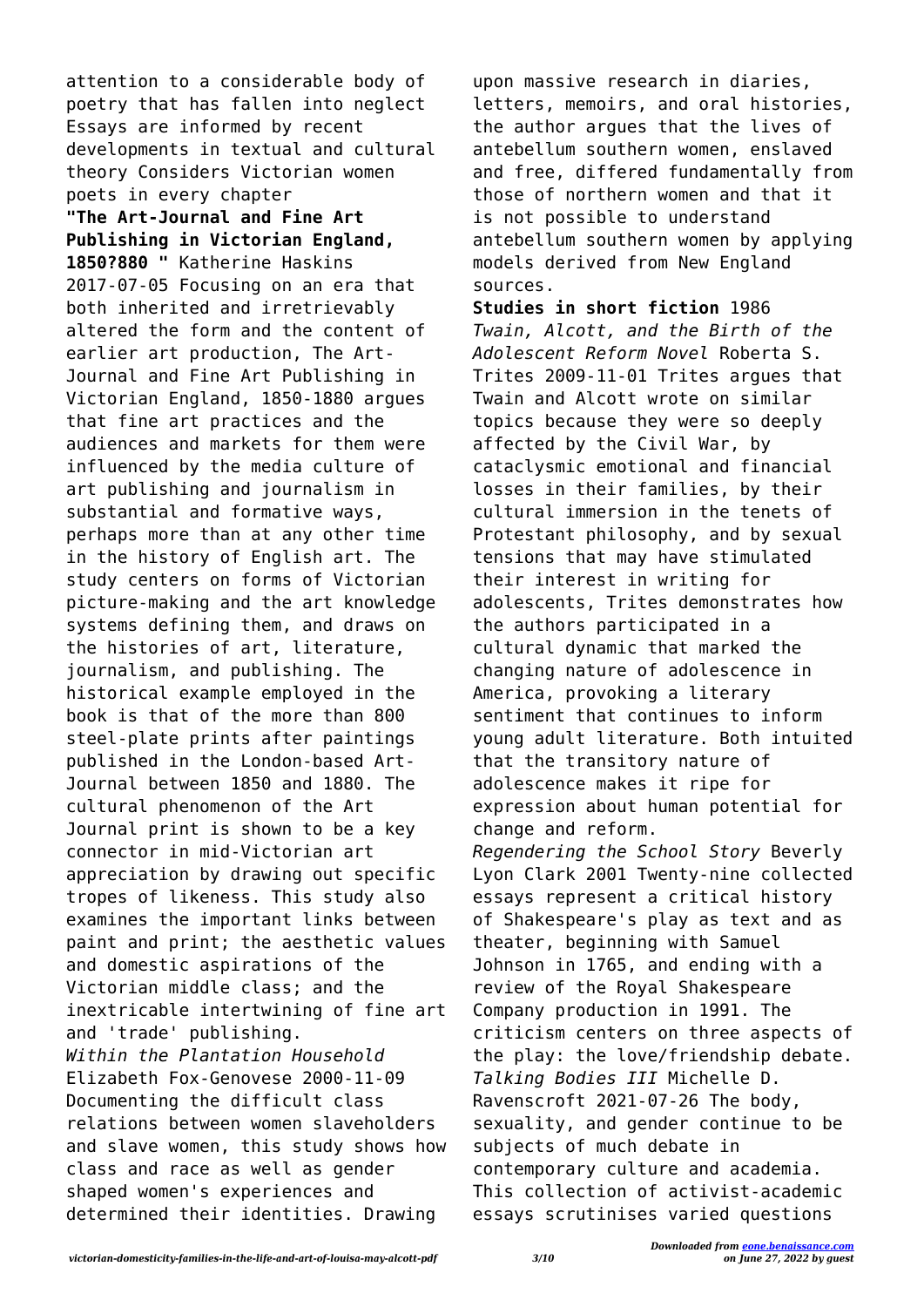attention to a considerable body of poetry that has fallen into neglect Essays are informed by recent developments in textual and cultural theory Considers Victorian women poets in every chapter

**"The Art-Journal and Fine Art Publishing in Victorian England, 1850?880 "** Katherine Haskins 2017-07-05 Focusing on an era that both inherited and irretrievably altered the form and the content of earlier art production, The Art-Journal and Fine Art Publishing in Victorian England, 1850-1880 argues that fine art practices and the audiences and markets for them were influenced by the media culture of art publishing and journalism in substantial and formative ways, perhaps more than at any other time in the history of English art. The study centers on forms of Victorian picture-making and the art knowledge systems defining them, and draws on the histories of art, literature, journalism, and publishing. The historical example employed in the book is that of the more than 800 steel-plate prints after paintings published in the London-based Art-Journal between 1850 and 1880. The cultural phenomenon of the Art Journal print is shown to be a key connector in mid-Victorian art appreciation by drawing out specific tropes of likeness. This study also examines the important links between paint and print; the aesthetic values and domestic aspirations of the Victorian middle class; and the inextricable intertwining of fine art and 'trade' publishing.

*Within the Plantation Household* Elizabeth Fox-Genovese 2000-11-09 Documenting the difficult class relations between women slaveholders and slave women, this study shows how class and race as well as gender shaped women's experiences and determined their identities. Drawing upon massive research in diaries, letters, memoirs, and oral histories, the author argues that the lives of antebellum southern women, enslaved and free, differed fundamentally from those of northern women and that it is not possible to understand antebellum southern women by applying models derived from New England sources.

**Studies in short fiction** 1986

*Twain, Alcott, and the Birth of the Adolescent Reform Novel* Roberta S. Trites 2009-11-01 Trites argues that Twain and Alcott wrote on similar topics because they were so deeply affected by the Civil War, by cataclysmic emotional and financial losses in their families, by their cultural immersion in the tenets of Protestant philosophy, and by sexual tensions that may have stimulated their interest in writing for adolescents, Trites demonstrates how the authors participated in a cultural dynamic that marked the changing nature of adolescence in America, provoking a literary sentiment that continues to inform young adult literature. Both intuited that the transitory nature of adolescence makes it ripe for expression about human potential for change and reform.

*Regendering the School Story* Beverly Lyon Clark 2001 Twenty-nine collected essays represent a critical history of Shakespeare's play as text and as theater, beginning with Samuel Johnson in 1765, and ending with a review of the Royal Shakespeare Company production in 1991. The criticism centers on three aspects of the play: the love/friendship debate.

*Talking Bodies III* Michelle D. Ravenscroft 2021-07-26 The body, sexuality, and gender continue to be subjects of much debate in contemporary culture and academia. This collection of activist-academic essays scrutinises varied questions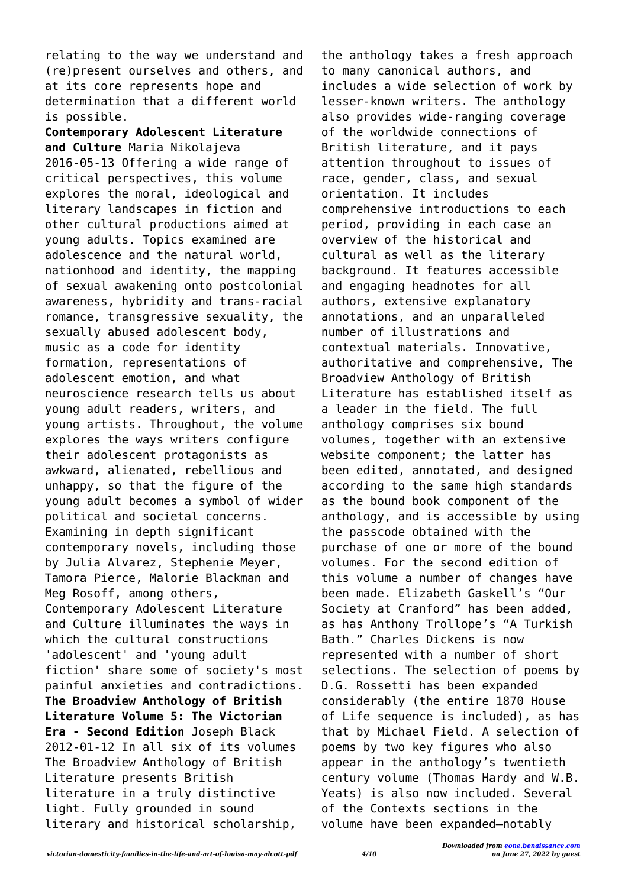relating to the way we understand and (re)present ourselves and others, and at its core represents hope and determination that a different world is possible.

**Contemporary Adolescent Literature and Culture** Maria Nikolajeva 2016-05-13 Offering a wide range of critical perspectives, this volume explores the moral, ideological and literary landscapes in fiction and other cultural productions aimed at young adults. Topics examined are adolescence and the natural world, nationhood and identity, the mapping of sexual awakening onto postcolonial awareness, hybridity and trans-racial romance, transgressive sexuality, the sexually abused adolescent body, music as a code for identity formation, representations of adolescent emotion, and what neuroscience research tells us about young adult readers, writers, and young artists. Throughout, the volume explores the ways writers configure their adolescent protagonists as awkward, alienated, rebellious and unhappy, so that the figure of the young adult becomes a symbol of wider political and societal concerns. Examining in depth significant contemporary novels, including those by Julia Alvarez, Stephenie Meyer, Tamora Pierce, Malorie Blackman and Meg Rosoff, among others, Contemporary Adolescent Literature and Culture illuminates the ways in which the cultural constructions 'adolescent' and 'young adult fiction' share some of society's most painful anxieties and contradictions.

**The Broadview Anthology of British Literature Volume 5: The Victorian Era - Second Edition** Joseph Black 2012-01-12 In all six of its volumes The Broadview Anthology of British Literature presents British literature in a truly distinctive light. Fully grounded in sound literary and historical scholarship, the anthology takes a fresh approach to many canonical authors, and includes a wide selection of work by lesser-known writers. The anthology also provides wide-ranging coverage of the worldwide connections of British literature, and it pays attention throughout to issues of race, gender, class, and sexual orientation. It includes comprehensive introductions to each period, providing in each case an overview of the historical and cultural as well as the literary background. It features accessible and engaging headnotes for all authors, extensive explanatory annotations, and an unparalleled number of illustrations and contextual materials. Innovative, authoritative and comprehensive, The Broadview Anthology of British Literature has established itself as a leader in the field. The full anthology comprises six bound volumes, together with an extensive website component; the latter has been edited, annotated, and designed according to the same high standards as the bound book component of the anthology, and is accessible by using the passcode obtained with the purchase of one or more of the bound volumes. For the second edition of this volume a number of changes have been made. Elizabeth Gaskell's "Our Society at Cranford" has been added, as has Anthony Trollope's "A Turkish Bath." Charles Dickens is now represented with a number of short selections. The selection of poems by D.G. Rossetti has been expanded considerably (the entire 1870 House of Life sequence is included), as has that by Michael Field. A selection of poems by two key figures who also appear in the anthology's twentieth century volume (Thomas Hardy and W.B. Yeats) is also now included. Several of the Contexts sections in the volume have been expanded—notably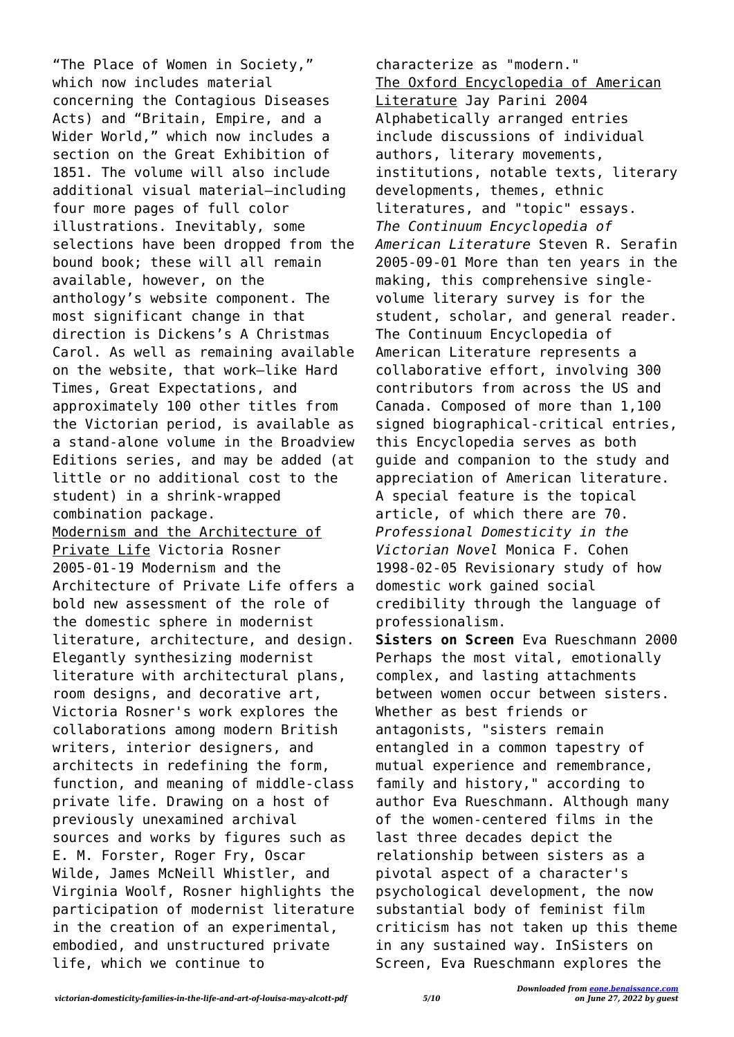"The Place of Women in Society," which now includes material concerning the Contagious Diseases Acts) and "Britain, Empire, and a Wider World," which now includes a section on the Great Exhibition of 1851. The volume will also include additional visual material—including four more pages of full color illustrations. Inevitably, some selections have been dropped from the bound book; these will all remain available, however, on the anthology's website component. The most significant change in that direction is Dickens's A Christmas Carol. As well as remaining available on the website, that work—like Hard Times, Great Expectations, and approximately 100 other titles from the Victorian period, is available as a stand-alone volume in the Broadview Editions series, and may be added (at little or no additional cost to the student) in a shrink-wrapped combination package.

Modernism and the Architecture of Private Life Victoria Rosner 2005-01-19 Modernism and the Architecture of Private Life offers a bold new assessment of the role of the domestic sphere in modernist literature, architecture, and design. Elegantly synthesizing modernist literature with architectural plans, room designs, and decorative art, Victoria Rosner's work explores the collaborations among modern British writers, interior designers, and architects in redefining the form, function, and meaning of middle-class private life. Drawing on a host of previously unexamined archival sources and works by figures such as E. M. Forster, Roger Fry, Oscar Wilde, James McNeill Whistler, and Virginia Woolf, Rosner highlights the participation of modernist literature in the creation of an experimental, embodied, and unstructured private life, which we continue to characterize as "modern."

The Oxford Encyclopedia of American Literature Jay Parini 2004 Alphabetically arranged entries include discussions of individual authors, literary movements, institutions, notable texts, literary developments, themes, ethnic literatures, and "topic" essays.

*The Continuum Encyclopedia of American Literature* Steven R. Serafin 2005-09-01 More than ten years in the making, this comprehensive single-volume literary survey is for the student, scholar, and general reader. The Continuum Encyclopedia of American Literature represents a collaborative effort, involving 300 contributors from across the US and Canada. Composed of more than 1,100 signed biographical-critical entries, this Encyclopedia serves as both guide and companion to the study and appreciation of American literature. A special feature is the topical article, of which there are 70.

*Professional Domesticity in the Victorian Novel* Monica F. Cohen 1998-02-05 Revisionary study of how domestic work gained social credibility through the language of professionalism.

**Sisters on Screen** Eva Rueschmann 2000 Perhaps the most vital, emotionally complex, and lasting attachments between women occur between sisters. Whether as best friends or antagonists, "sisters remain entangled in a common tapestry of mutual experience and remembrance, family and history," according to author Eva Rueschmann. Although many of the women-centered films in the last three decades depict the relationship between sisters as a pivotal aspect of a character's psychological development, the now substantial body of feminist film criticism has not taken up this theme in any sustained way. InSisters on Screen, Eva Rueschmann explores the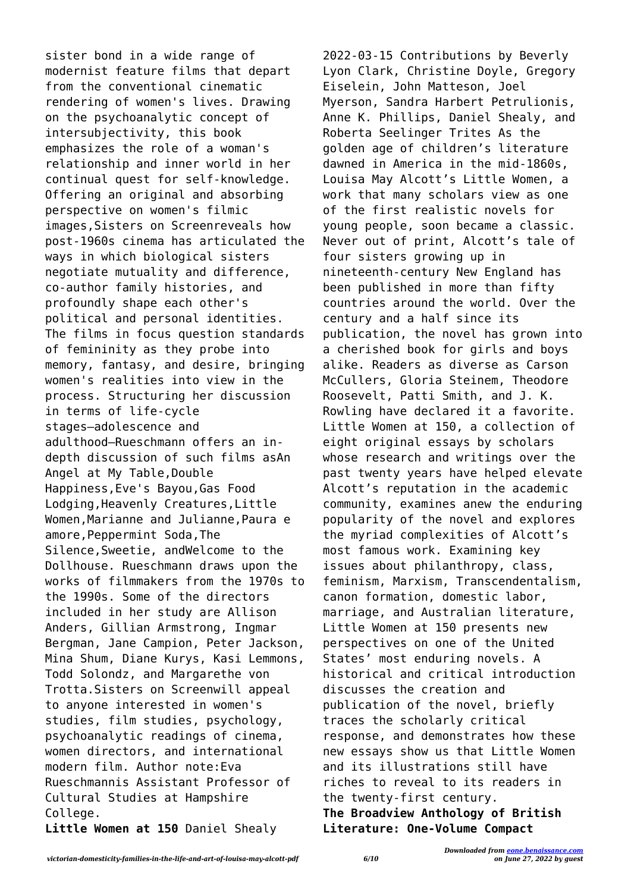sister bond in a wide range of modernist feature films that depart from the conventional cinematic rendering of women's lives. Drawing on the psychoanalytic concept of intersubjectivity, this book emphasizes the role of a woman's relationship and inner world in her continual quest for self-knowledge. Offering an original and absorbing perspective on women's filmic images,Sisters on Screenreveals how post-1960s cinema has articulated the ways in which biological sisters negotiate mutuality and difference, co-author family histories, and profoundly shape each other's political and personal identities. The films in focus question standards of femininity as they probe into memory, fantasy, and desire, bringing women's realities into view in the process. Structuring her discussion in terms of life-cycle stages—adolescence and adulthood—Rueschmann offers an in-depth discussion of such films asAn Angel at My Table,Double Happiness,Eve's Bayou,Gas Food Lodging,Heavenly Creatures,Little Women,Marianne and Julianne,Paura e amore,Peppermint Soda,The Silence,Sweetie, andWelcome to the Dollhouse. Rueschmann draws upon the works of filmmakers from the 1970s to the 1990s. Some of the directors included in her study are Allison Anders, Gillian Armstrong, Ingmar Bergman, Jane Campion, Peter Jackson, Mina Shum, Diane Kurys, Kasi Lemmons, Todd Solondz, and Margarethe von Trotta.Sisters on Screenwill appeal to anyone interested in women's studies, film studies, psychology, psychoanalytic readings of cinema, women directors, and international modern film. Author note:Eva Rueschmannis Assistant Professor of Cultural Studies at Hampshire College.

**Little Women at 150** Daniel Shealy 2022-03-15 Contributions by Beverly Lyon Clark, Christine Doyle, Gregory Eiselein, John Matteson, Joel Myerson, Sandra Harbert Petrulionis, Anne K. Phillips, Daniel Shealy, and Roberta Seelinger Trites As the golden age of children's literature dawned in America in the mid-1860s, Louisa May Alcott's Little Women, a work that many scholars view as one of the first realistic novels for young people, soon became a classic. Never out of print, Alcott's tale of four sisters growing up in nineteenth-century New England has been published in more than fifty countries around the world. Over the century and a half since its publication, the novel has grown into a cherished book for girls and boys alike. Readers as diverse as Carson McCullers, Gloria Steinem, Theodore Roosevelt, Patti Smith, and J. K. Rowling have declared it a favorite. Little Women at 150, a collection of eight original essays by scholars whose research and writings over the past twenty years have helped elevate Alcott's reputation in the academic community, examines anew the enduring popularity of the novel and explores the myriad complexities of Alcott's most famous work. Examining key issues about philanthropy, class, feminism, Marxism, Transcendentalism, canon formation, domestic labor, marriage, and Australian literature, Little Women at 150 presents new perspectives on one of the United States' most enduring novels. A historical and critical introduction discusses the creation and publication of the novel, briefly traces the scholarly critical response, and demonstrates how these new essays show us that Little Women and its illustrations still have riches to reveal to its readers in the twenty-first century.

**The Broadview Anthology of British Literature: One-Volume Compact**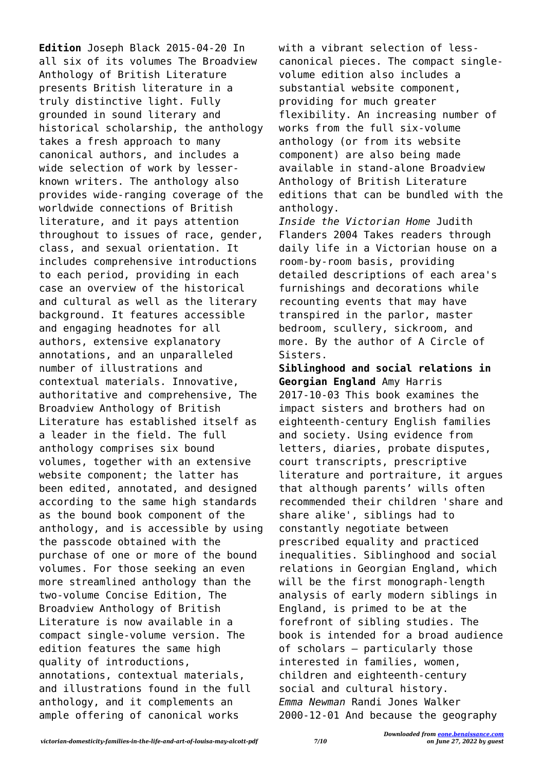**Edition** Joseph Black 2015-04-20 In all six of its volumes The Broadview Anthology of British Literature presents British literature in a truly distinctive light. Fully grounded in sound literary and historical scholarship, the anthology takes a fresh approach to many canonical authors, and includes a wide selection of work by lesser-known writers. The anthology also provides wide-ranging coverage of the worldwide connections of British literature, and it pays attention throughout to issues of race, gender, class, and sexual orientation. It includes comprehensive introductions to each period, providing in each case an overview of the historical and cultural as well as the literary background. It features accessible and engaging headnotes for all authors, extensive explanatory annotations, and an unparalleled number of illustrations and contextual materials. Innovative, authoritative and comprehensive, The Broadview Anthology of British Literature has established itself as a leader in the field. The full anthology comprises six bound volumes, together with an extensive website component; the latter has been edited, annotated, and designed according to the same high standards as the bound book component of the anthology, and is accessible by using the passcode obtained with the purchase of one or more of the bound volumes. For those seeking an even more streamlined anthology than the two-volume Concise Edition, The Broadview Anthology of British Literature is now available in a compact single-volume version. The edition features the same high quality of introductions, annotations, contextual materials, and illustrations found in the full anthology, and it complements an ample offering of canonical works with a vibrant selection of less-canonical pieces. The compact single-volume edition also includes a substantial website component, providing for much greater flexibility. An increasing number of works from the full six-volume anthology (or from its website component) are also being made available in stand-alone Broadview Anthology of British Literature editions that can be bundled with the anthology.

*Inside the Victorian Home* Judith Flanders 2004 Takes readers through daily life in a Victorian house on a room-by-room basis, providing detailed descriptions of each area's furnishings and decorations while recounting events that may have transpired in the parlor, master bedroom, scullery, sickroom, and more. By the author of A Circle of Sisters.

**Siblinghood and social relations in Georgian England** Amy Harris 2017-10-03 This book examines the impact sisters and brothers had on eighteenth-century English families and society. Using evidence from letters, diaries, probate disputes, court transcripts, prescriptive literature and portraiture, it argues that although parents' wills often recommended their children 'share and share alike', siblings had to constantly negotiate between prescribed equality and practiced inequalities. Siblinghood and social relations in Georgian England, which will be the first monograph-length analysis of early modern siblings in England, is primed to be at the forefront of sibling studies. The book is intended for a broad audience of scholars – particularly those interested in families, women, children and eighteenth-century social and cultural history.

*Emma Newman* Randi Jones Walker 2000-12-01 And because the geography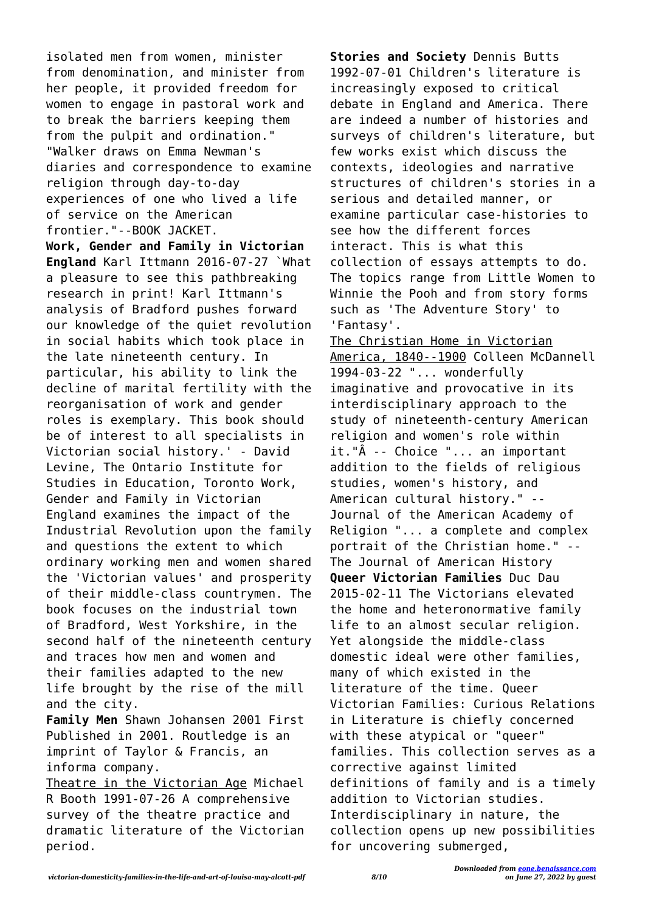isolated men from women, minister from denomination, and minister from her people, it provided freedom for women to engage in pastoral work and to break the barriers keeping them from the pulpit and ordination." "Walker draws on Emma Newman's diaries and correspondence to examine religion through day-to-day experiences of one who lived a life of service on the American frontier."--BOOK JACKET.

**Work, Gender and Family in Victorian England** Karl Ittmann 2016-07-27 `What a pleasure to see this pathbreaking research in print! Karl Ittmann's analysis of Bradford pushes forward our knowledge of the quiet revolution in social habits which took place in the late nineteenth century. In particular, his ability to link the decline of marital fertility with the reorganisation of work and gender roles is exemplary. This book should be of interest to all specialists in Victorian social history.' - David Levine, The Ontario Institute for Studies in Education, Toronto Work, Gender and Family in Victorian England examines the impact of the Industrial Revolution upon the family and questions the extent to which ordinary working men and women shared the 'Victorian values' and prosperity of their middle-class countrymen. The book focuses on the industrial town of Bradford, West Yorkshire, in the second half of the nineteenth century and traces how men and women and their families adapted to the new life brought by the rise of the mill and the city.

**Family Men** Shawn Johansen 2001 First Published in 2001. Routledge is an imprint of Taylor & Francis, an informa company.

Theatre in the Victorian Age Michael R Booth 1991-07-26 A comprehensive survey of the theatre practice and dramatic literature of the Victorian period.

**Stories and Society** Dennis Butts 1992-07-01 Children's literature is increasingly exposed to critical debate in England and America. There are indeed a number of histories and surveys of children's literature, but few works exist which discuss the contexts, ideologies and narrative structures of children's stories in a serious and detailed manner, or examine particular case-histories to see how the different forces interact. This is what this collection of essays attempts to do. The topics range from Little Women to Winnie the Pooh and from story forms such as 'The Adventure Story' to 'Fantasy'.

The Christian Home in Victorian America, 1840--1900 Colleen McDannell 1994-03-22 "... wonderfully imaginative and provocative in its interdisciplinary approach to the study of nineteenth-century American religion and women's role within it."Â -- Choice "... an important addition to the fields of religious studies, women's history, and American cultural history." -- Journal of the American Academy of Religion "... a complete and complex portrait of the Christian home." -- The Journal of American History

**Queer Victorian Families** Duc Dau 2015-02-11 The Victorians elevated the home and heteronormative family life to an almost secular religion. Yet alongside the middle-class domestic ideal were other families, many of which existed in the literature of the time. Queer Victorian Families: Curious Relations in Literature is chiefly concerned with these atypical or "queer" families. This collection serves as a corrective against limited definitions of family and is a timely addition to Victorian studies. Interdisciplinary in nature, the collection opens up new possibilities for uncovering submerged,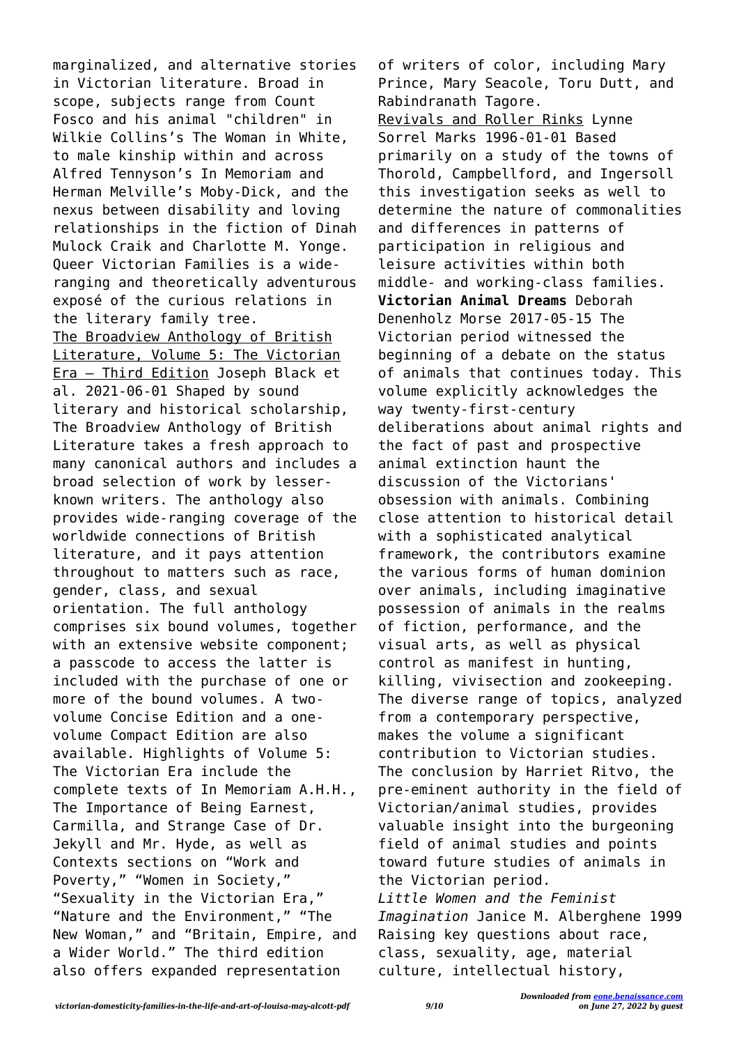marginalized, and alternative stories in Victorian literature. Broad in scope, subjects range from Count Fosco and his animal "children" in Wilkie Collins's The Woman in White, to male kinship within and across Alfred Tennyson's In Memoriam and Herman Melville's Moby-Dick, and the nexus between disability and loving relationships in the fiction of Dinah Mulock Craik and Charlotte M. Yonge. Queer Victorian Families is a wide-ranging and theoretically adventurous exposé of the curious relations in the literary family tree.

The Broadview Anthology of British Literature, Volume 5: The Victorian Era – Third Edition Joseph Black et al. 2021-06-01 Shaped by sound literary and historical scholarship, The Broadview Anthology of British Literature takes a fresh approach to many canonical authors and includes a broad selection of work by lesser-known writers. The anthology also provides wide-ranging coverage of the worldwide connections of British literature, and it pays attention throughout to matters such as race, gender, class, and sexual orientation. The full anthology comprises six bound volumes, together with an extensive website component; a passcode to access the latter is included with the purchase of one or more of the bound volumes. A two-volume Concise Edition and a one-volume Compact Edition are also available. Highlights of Volume 5: The Victorian Era include the complete texts of In Memoriam A.H.H., The Importance of Being Earnest, Carmilla, and Strange Case of Dr. Jekyll and Mr. Hyde, as well as Contexts sections on "Work and Poverty," "Women in Society," "Sexuality in the Victorian Era," "Nature and the Environment," "The New Woman," and "Britain, Empire, and a Wider World." The third edition also offers expanded representation of writers of color, including Mary Prince, Mary Seacole, Toru Dutt, and Rabindranath Tagore.

Revivals and Roller Rinks Lynne Sorrel Marks 1996-01-01 Based primarily on a study of the towns of Thorold, Campbellford, and Ingersoll this investigation seeks as well to determine the nature of commonalities and differences in patterns of participation in religious and leisure activities within both middle- and working-class families.

**Victorian Animal Dreams** Deborah Denenholz Morse 2017-05-15 The Victorian period witnessed the beginning of a debate on the status of animals that continues today. This volume explicitly acknowledges the way twenty-first-century deliberations about animal rights and the fact of past and prospective animal extinction haunt the discussion of the Victorians' obsession with animals. Combining close attention to historical detail with a sophisticated analytical framework, the contributors examine the various forms of human dominion over animals, including imaginative possession of animals in the realms of fiction, performance, and the visual arts, as well as physical control as manifest in hunting, killing, vivisection and zookeeping. The diverse range of topics, analyzed from a contemporary perspective, makes the volume a significant contribution to Victorian studies. The conclusion by Harriet Ritvo, the pre-eminent authority in the field of Victorian/animal studies, provides valuable insight into the burgeoning field of animal studies and points toward future studies of animals in the Victorian period.

*Little Women and the Feminist Imagination* Janice M. Alberghene 1999 Raising key questions about race, class, sexuality, age, material culture, intellectual history,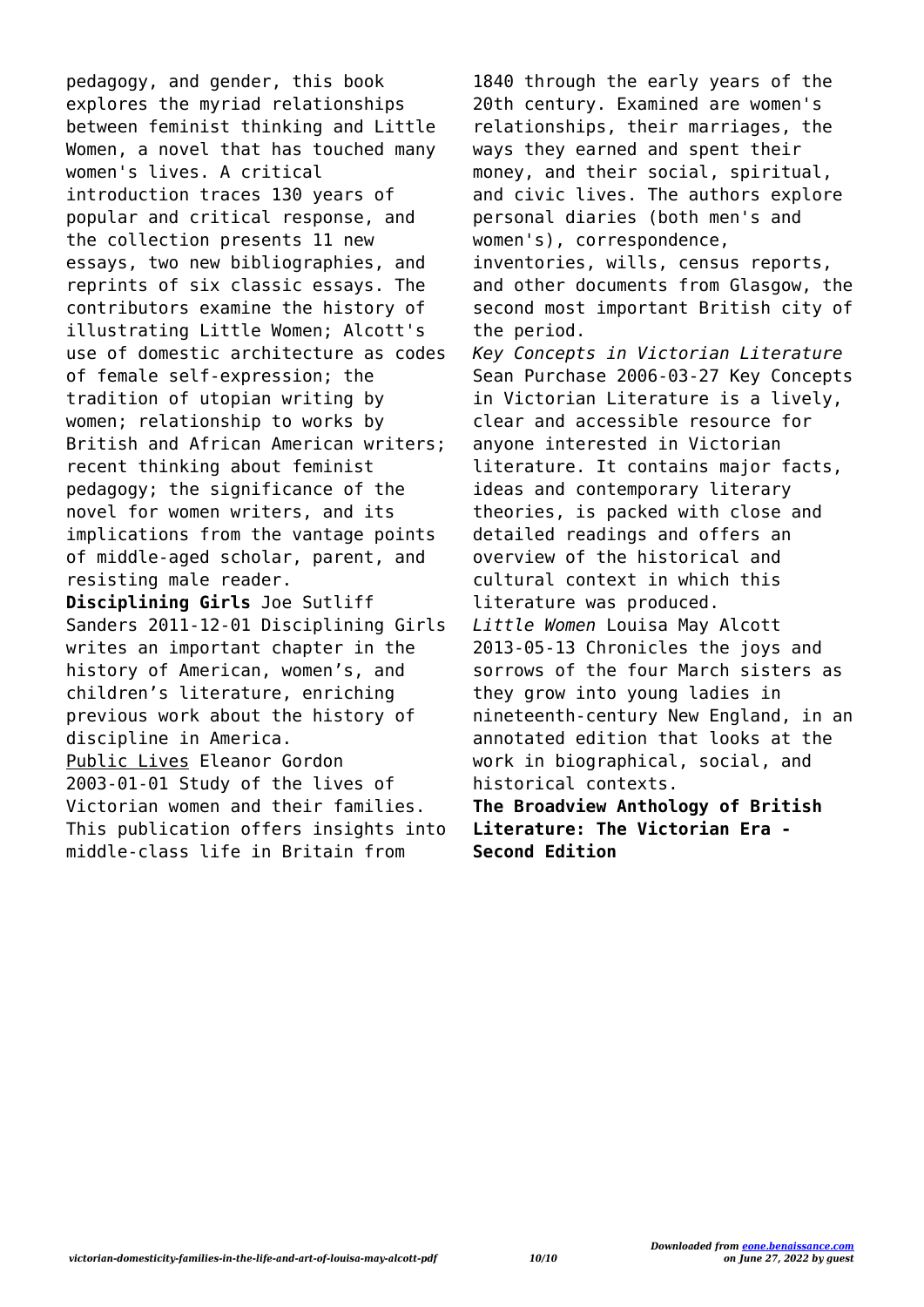pedagogy, and gender, this book explores the myriad relationships between feminist thinking and Little Women, a novel that has touched many women's lives. A critical introduction traces 130 years of popular and critical response, and the collection presents 11 new essays, two new bibliographies, and reprints of six classic essays. The contributors examine the history of illustrating Little Women; Alcott's use of domestic architecture as codes of female self-expression; the tradition of utopian writing by women; relationship to works by British and African American writers; recent thinking about feminist pedagogy; the significance of the novel for women writers, and its implications from the vantage points of middle-aged scholar, parent, and resisting male reader.

**Disciplining Girls** Joe Sutliff Sanders 2011-12-01 Disciplining Girls writes an important chapter in the history of American, women's, and children's literature, enriching previous work about the history of discipline in America.

Public Lives Eleanor Gordon 2003-01-01 Study of the lives of Victorian women and their families. This publication offers insights into middle-class life in Britain from 1840 through the early years of the 20th century. Examined are women's relationships, their marriages, the ways they earned and spent their money, and their social, spiritual, and civic lives. The authors explore personal diaries (both men's and women's), correspondence, inventories, wills, census reports, and other documents from Glasgow, the second most important British city of the period.

*Key Concepts in Victorian Literature* Sean Purchase 2006-03-27 Key Concepts in Victorian Literature is a lively, clear and accessible resource for anyone interested in Victorian literature. It contains major facts, ideas and contemporary literary theories, is packed with close and detailed readings and offers an overview of the historical and cultural context in which this literature was produced.

*Little Women* Louisa May Alcott 2013-05-13 Chronicles the joys and sorrows of the four March sisters as they grow into young ladies in nineteenth-century New England, in an annotated edition that looks at the work in biographical, social, and historical contexts.

**The Broadview Anthology of British Literature: The Victorian Era - Second Edition**